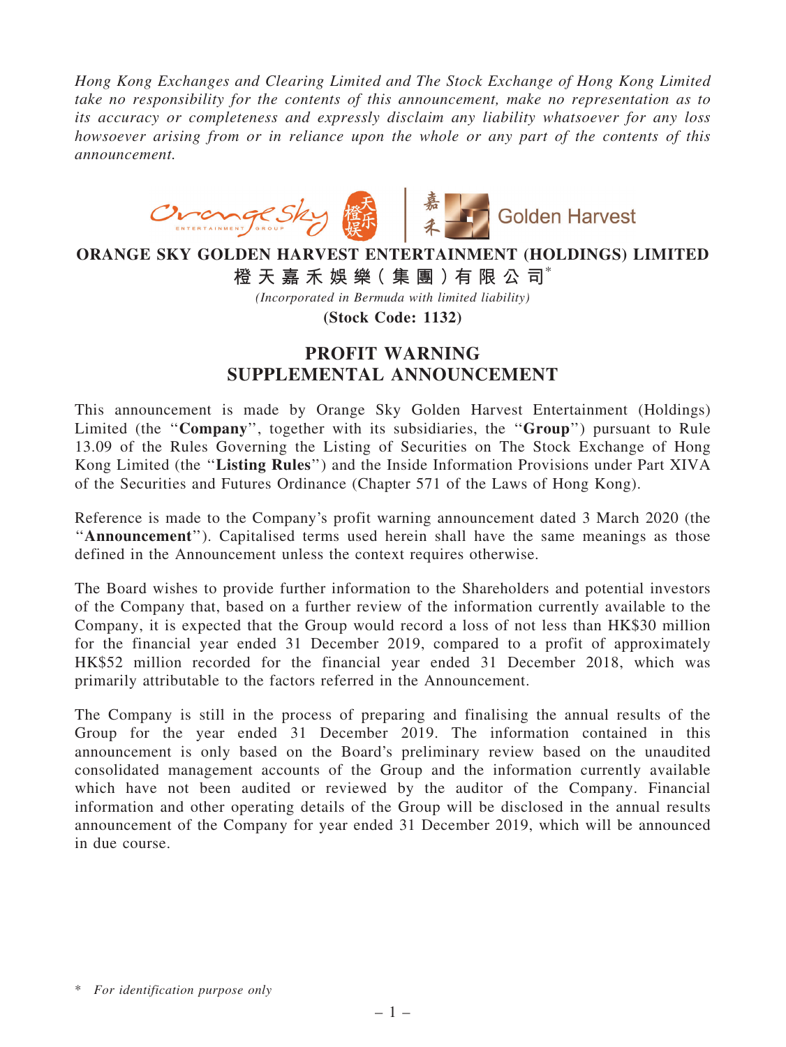*Hong Kong Exchanges and Clearing Limited and The Stock Exchange of Hong Kong Limited take no responsibility for the contents of this announcement, make no representation as to its accuracy or completeness and expressly disclaim any liability whatsoever for any loss howsoever arising from or in reliance upon the whole or any part of the contents of this announcement.*

# ORANGE SKY GOLDEN HARVEST ENTERTAINMENT (HOLDINGS) LIMITED

# 橙天嘉禾娛樂(集團)有限公司*

*(Incorporated in Bermuda with limited liability)*

**(Stock Code: 1132)**

## PROFIT WARNING SUPPLEMENTAL ANNOUNCEMENT

This announcement is made by Orange Sky Golden Harvest Entertainment (Holdings) Limited (the "**Company**", together with its subsidiaries, the "**Group**") pursuant to Rule 13.09 of the Rules Governing the Listing of Securities on The Stock Exchange of Hong Kong Limited (the "**Listing Rules**") and the Inside Information Provisions under Part XIVA of the Securities and Futures Ordinance (Chapter 571 of the Laws of Hong Kong).

Reference is made to the Company's profit warning announcement dated 3 March 2020 (the "**Announcement**"). Capitalised terms used herein shall have the same meanings as those defined in the Announcement unless the context requires otherwise.

The Board wishes to provide further information to the Shareholders and potential investors of the Company that, based on a further review of the information currently available to the Company, it is expected that the Group would record a loss of not less than HK$30 million for the financial year ended 31 December 2019, compared to a profit of approximately HK$52 million recorded for the financial year ended 31 December 2018, which was primarily attributable to the factors referred in the Announcement.

The Company is still in the process of preparing and finalising the annual results of the Group for the year ended 31 December 2019. The information contained in this announcement is only based on the Board's preliminary review based on the unaudited consolidated management accounts of the Group and the information currently available which have not been audited or reviewed by the auditor of the Company. Financial information and other operating details of the Group will be disclosed in the annual results announcement of the Company for year ended 31 December 2019, which will be announced in due course.

\* *For identification purpose only*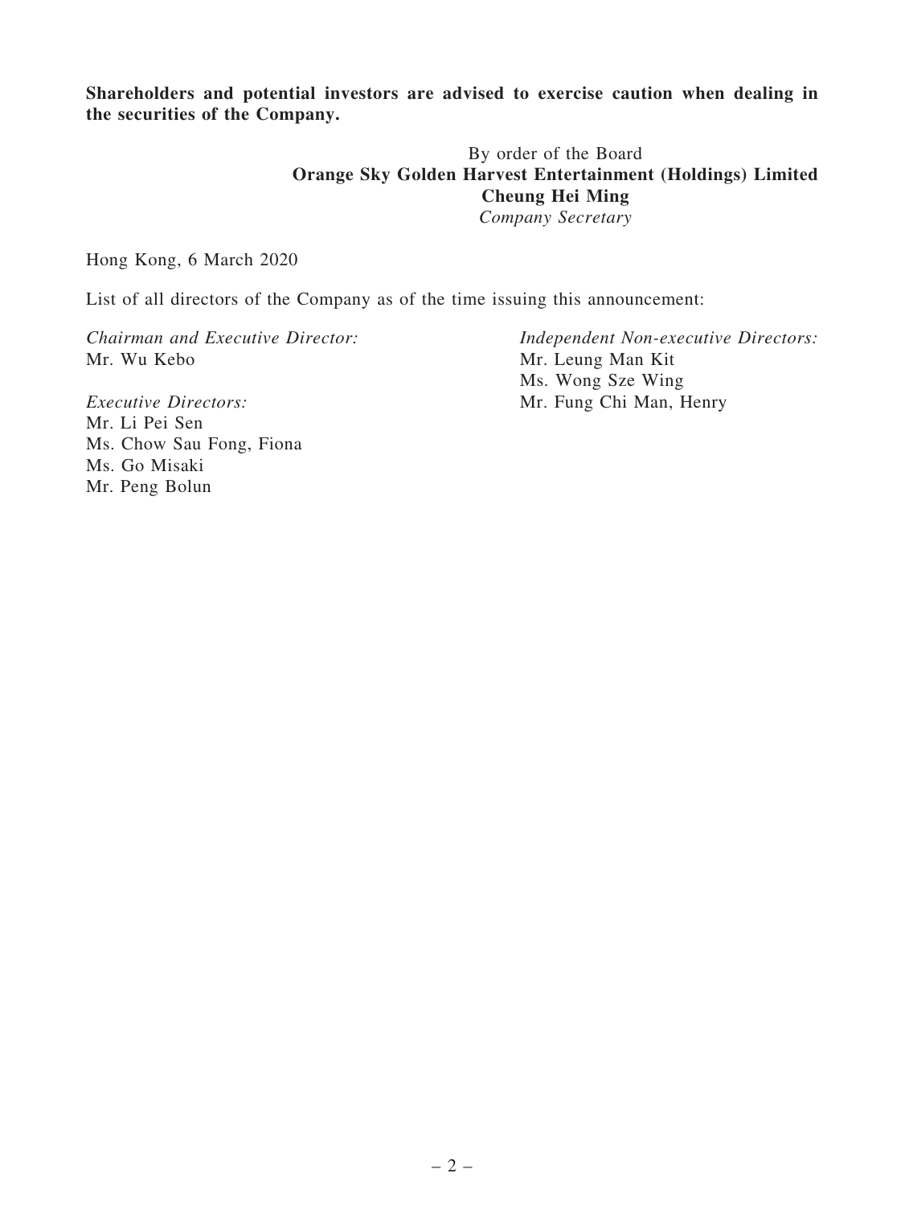**Shareholders and potential investors are advised to exercise caution when dealing in the securities of the Company.**

By order of the Board
**Orange Sky Golden Harvest Entertainment (Holdings) Limited**
**Cheung Hei Ming**
*Company Secretary*

Hong Kong, 6 March 2020

List of all directors of the Company as of the time issuing this announcement:

*Chairman and Executive Director:*
Mr. Wu Kebo

*Executive Directors:*
Mr. Li Pei Sen
Ms. Chow Sau Fong, Fiona
Ms. Go Misaki
Mr. Peng Bolun

*Independent Non-executive Directors:*
Mr. Leung Man Kit
Ms. Wong Sze Wing
Mr. Fung Chi Man, Henry